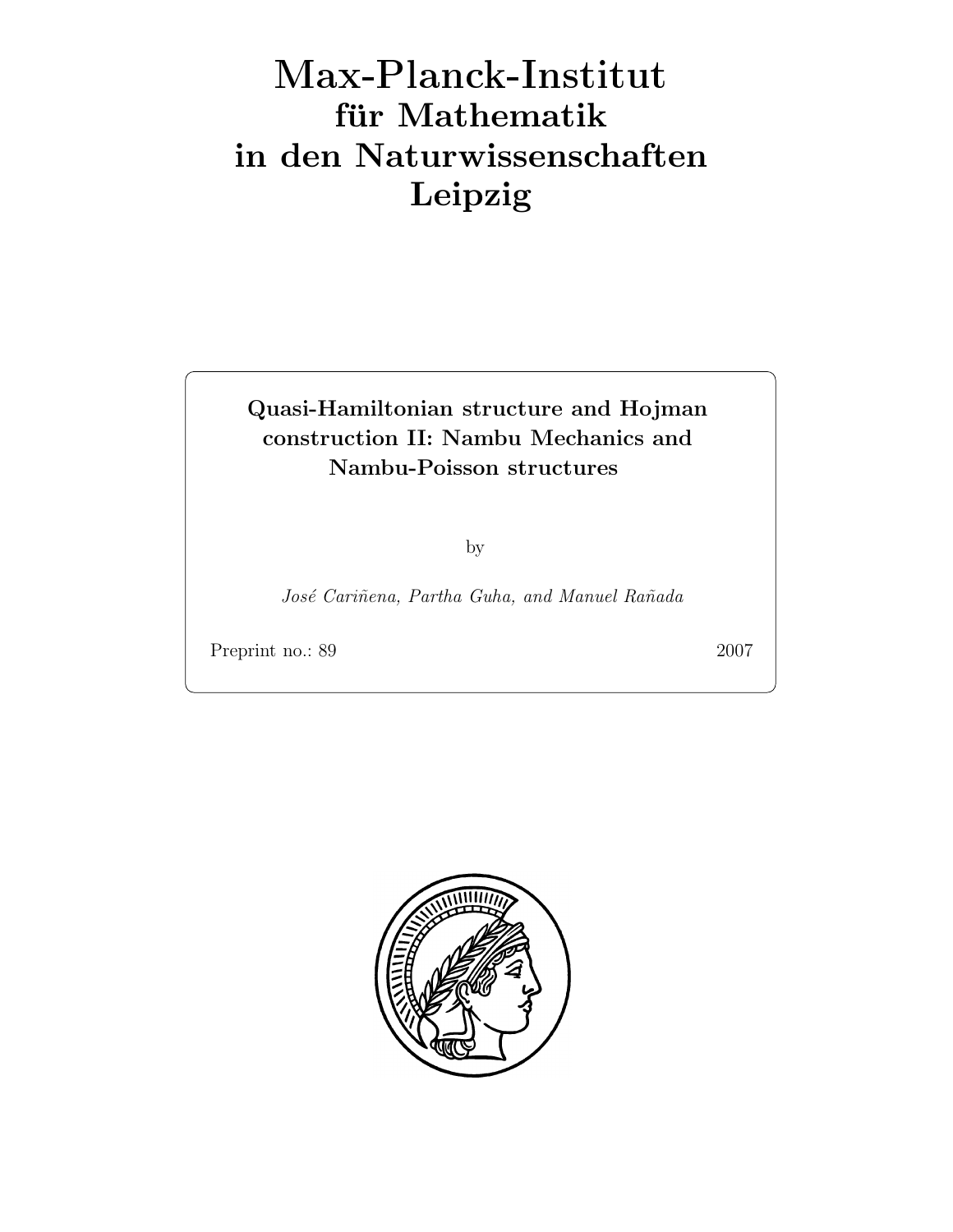# Max-Planck-Institut
## für Mathematik
## in den Naturwissenschaften
## Leipzig

**Quasi-Hamiltonian structure and Hojman construction II: Nambu Mechanics and Nambu-Poisson structures**

by

*José Cariñena, Partha Guha, and Manuel Rañada*

Preprint no.: 89 2007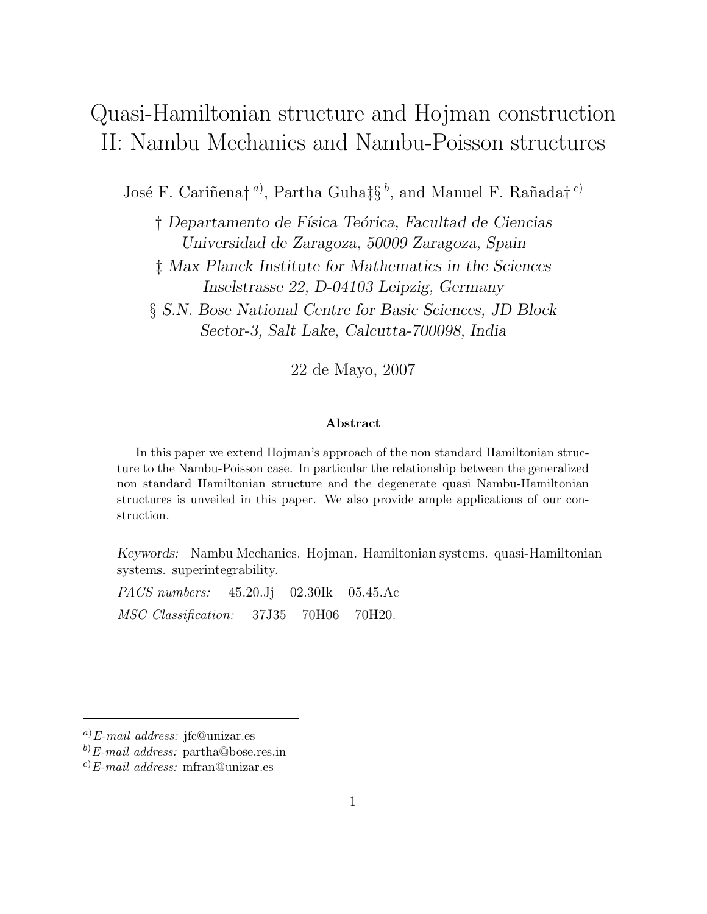# Quasi-Hamiltonian structure and Hojman construction II: Nambu Mechanics and Nambu-Poisson structures

José F. Cariñena† [a)], Partha Guha‡§ [b], and Manuel F. Rañada† [c)]

† *Departamento de Física Teórica, Facultad de Ciencias Universidad de Zaragoza, 50009 Zaragoza, Spain*

‡ *Max Planck Institute for Mathematics in the Sciences Inselstrasse 22, D-04103 Leipzig, Germany*

§ *S.N. Bose National Centre for Basic Sciences, JD Block Sector-3, Salt Lake, Calcutta-700098, India*

22 de Mayo, 2007

**Abstract**

In this paper we extend Hojman's approach of the non standard Hamiltonian structure to the Nambu-Poisson case. In particular the relationship between the generalized non standard Hamiltonian structure and the degenerate quasi Nambu-Hamiltonian structures is unveiled in this paper. We also provide ample applications of our construction.

*Keywords:* Nambu Mechanics. Hojman. Hamiltonian systems. quasi-Hamiltonian systems. superintegrability.

*PACS numbers:* 45.20.Jj 02.30Ik 05.45.Ac

*MSC Classification:* 37J35 70H06 70H20.

---

[a)] *E-mail address:* jfc@unizar.es

[b)] *E-mail address:* partha@bose.res.in

[c)] *E-mail address:* mfran@unizar.es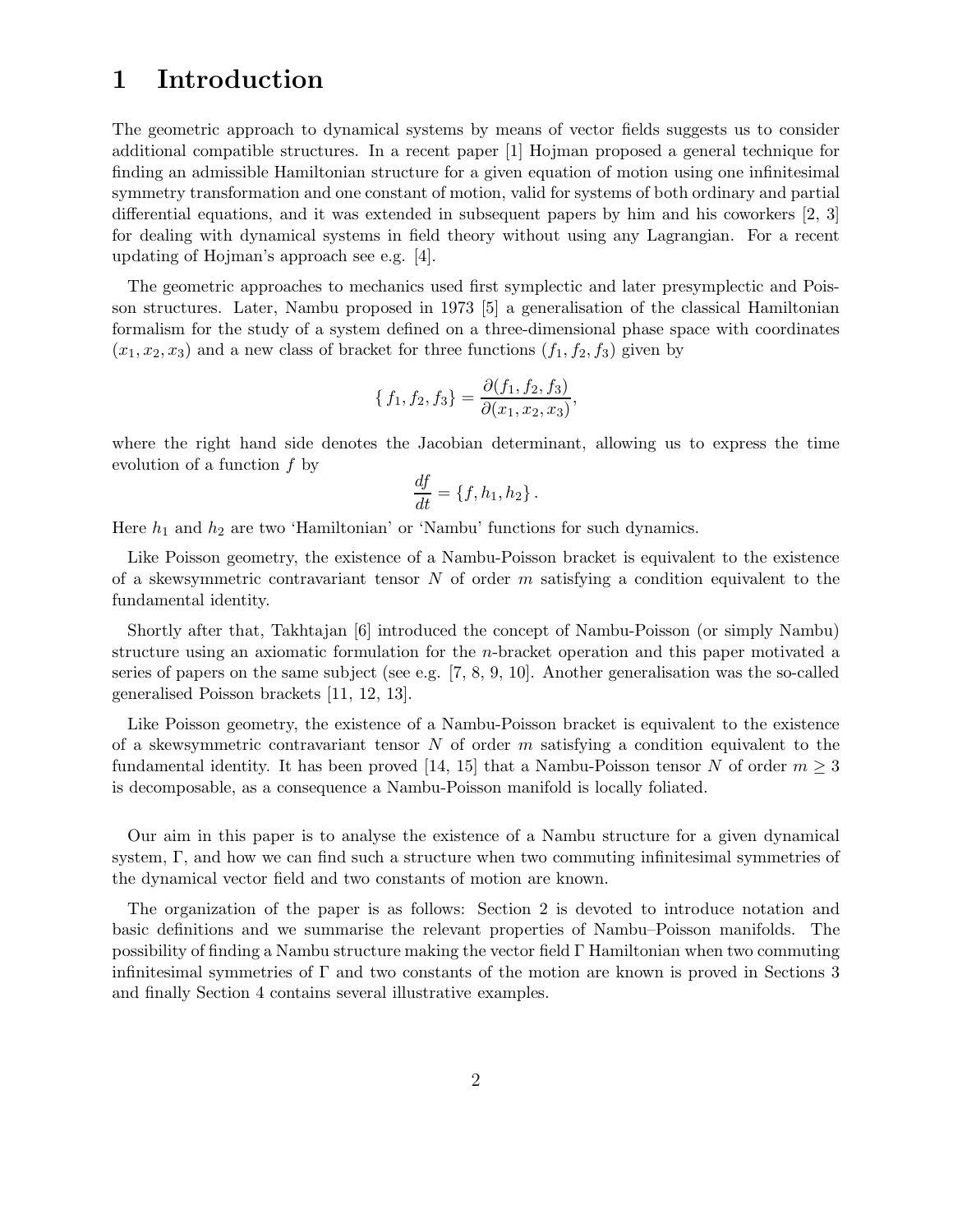# 1 Introduction

The geometric approach to dynamical systems by means of vector fields suggests us to consider additional compatible structures. In a recent paper [1] Hojman proposed a general technique for finding an admissible Hamiltonian structure for a given equation of motion using one infinitesimal symmetry transformation and one constant of motion, valid for systems of both ordinary and partial differential equations, and it was extended in subsequent papers by him and his coworkers [2, 3] for dealing with dynamical systems in field theory without using any Lagrangian. For a recent updating of Hojman's approach see e.g. [4].

The geometric approaches to mechanics used first symplectic and later presymplectic and Poisson structures. Later, Nambu proposed in 1973 [5] a generalisation of the classical Hamiltonian formalism for the study of a system defined on a three-dimensional phase space with coordinates $(x_1, x_2, x_3)$ and a new class of bracket for three functions $(f_1, f_2, f_3)$ given by

$$\{ f_1, f_2, f_3\} = \frac{\partial(f_1, f_2, f_3)}{\partial(x_1, x_2, x_3)},$$

where the right hand side denotes the Jacobian determinant, allowing us to express the time evolution of a function $f$ by

$$\frac{df}{dt} = \{f, h_1, h_2\}\,.$$

Here $h_1$ and $h_2$ are two 'Hamiltonian' or 'Nambu' functions for such dynamics.

Like Poisson geometry, the existence of a Nambu-Poisson bracket is equivalent to the existence of a skewsymmetric contravariant tensor $N$ of order $m$ satisfying a condition equivalent to the fundamental identity.

Shortly after that, Takhtajan [6] introduced the concept of Nambu-Poisson (or simply Nambu) structure using an axiomatic formulation for the $n$-bracket operation and this paper motivated a series of papers on the same subject (see e.g. [7, 8, 9, 10]. Another generalisation was the so-called generalised Poisson brackets [11, 12, 13].

Like Poisson geometry, the existence of a Nambu-Poisson bracket is equivalent to the existence of a skewsymmetric contravariant tensor $N$ of order $m$ satisfying a condition equivalent to the fundamental identity. It has been proved [14, 15] that a Nambu-Poisson tensor $N$ of order $m \geq 3$ is decomposable, as a consequence a Nambu-Poisson manifold is locally foliated.

Our aim in this paper is to analyse the existence of a Nambu structure for a given dynamical system, $\Gamma$, and how we can find such a structure when two commuting infinitesimal symmetries of the dynamical vector field and two constants of motion are known.

The organization of the paper is as follows: Section 2 is devoted to introduce notation and basic definitions and we summarise the relevant properties of Nambu–Poisson manifolds. The possibility of finding a Nambu structure making the vector field $\Gamma$ Hamiltonian when two commuting infinitesimal symmetries of $\Gamma$ and two constants of the motion are known is proved in Sections 3 and finally Section 4 contains several illustrative examples.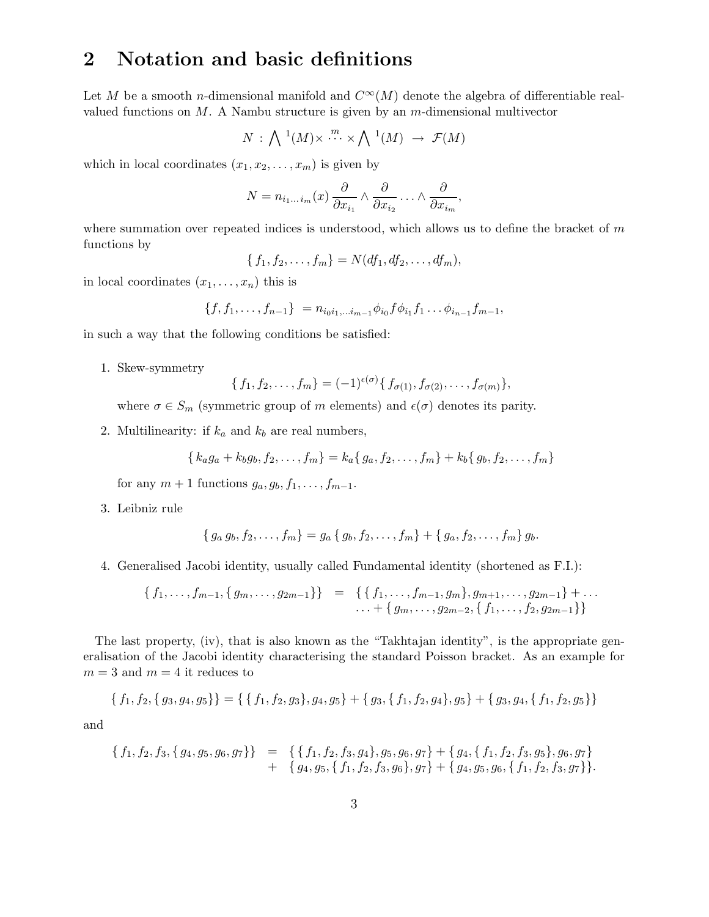## 2 Notation and basic definitions

Let $M$ be a smooth $n$-dimensional manifold and $C^\infty(M)$ denote the algebra of differentiable real-valued functions on $M$. A Nambu structure is given by an $m$-dimensional multivector

$$N \,:\, \bigwedge{}^1(M)\times \overset{m}{\cdots} \times \bigwedge{}^1(M) \;\rightarrow\; \mathcal{F}(M)$$

which in local coordinates $(x_1, x_2, \ldots, x_m)$ is given by

$$N = n_{i_1 \ldots i_m}(x)\, \frac{\partial}{\partial x_{i_1}} \wedge \frac{\partial}{\partial x_{i_2}} \ldots \wedge \frac{\partial}{\partial x_{i_m}},$$

where summation over repeated indices is understood, which allows us to define the bracket of $m$ functions by

$$\{\, f_1, f_2, \ldots, f_m\} = N(df_1, df_2, \ldots, df_m),$$

in local coordinates $(x_1, \ldots, x_n)$ this is

$$\{f, f_1, \ldots, f_{n-1}\} \;= n_{i_0 i_1, \ldots i_{m-1}} \phi_{i_0} f \phi_{i_1} f_1 \ldots \phi_{i_{n-1}} f_{m-1},$$

in such a way that the following conditions be satisfied:

1. Skew-symmetry
$$\{\, f_1, f_2, \ldots, f_m\} = (-1)^{\epsilon(\sigma)}\{\, f_{\sigma(1)}, f_{\sigma(2)}, \ldots, f_{\sigma(m)}\},$$
where $\sigma \in S_m$ (symmetric group of $m$ elements) and $\epsilon(\sigma)$ denotes its parity.

2. Multilinearity: if $k_a$ and $k_b$ are real numbers,
$$\{\, k_a g_a + k_b g_b, f_2, \ldots, f_m\} = k_a\{\, g_a, f_2, \ldots, f_m\} + k_b\{\, g_b, f_2, \ldots, f_m\}$$
for any $m+1$ functions $g_a, g_b, f_1, \ldots, f_{m-1}$.

3. Leibniz rule
$$\{\, g_a\, g_b, f_2, \ldots, f_m\} = g_a\,\{\, g_b, f_2, \ldots, f_m\} + \{\, g_a, f_2, \ldots, f_m\}\, g_b.$$

4. Generalised Jacobi identity, usually called Fundamental identity (shortened as F.I.):
$$\begin{aligned}\{\, f_1, \ldots, f_{m-1}, \{\, g_m, \ldots, g_{2m-1}\}\} \;&=\; \{\,\{\, f_1, \ldots, f_{m-1}, g_m\}, g_{m+1}, \ldots, g_{2m-1}\} + \ldots \\ &\quad\; \ldots + \{\, g_m, \ldots, g_{2m-2}, \{\, f_1, \ldots, f_2, g_{2m-1}\}\}\end{aligned}$$

The last property, (iv), that is also known as the "Takhtajan identity", is the appropriate generalisation of the Jacobi identity characterising the standard Poisson bracket. As an example for $m = 3$ and $m = 4$ it reduces to

$$\{\, f_1, f_2, \{\, g_3, g_4, g_5\}\} = \{\,\{\, f_1, f_2, g_3\}, g_4, g_5\} + \{\, g_3, \{\, f_1, f_2, g_4\}, g_5\} + \{\, g_3, g_4, \{\, f_1, f_2, g_5\}\}$$

and

$$\begin{aligned}\{\, f_1, f_2, f_3, \{\, g_4, g_5, g_6, g_7\}\} \;&=\; \{\,\{\, f_1, f_2, f_3, g_4\}, g_5, g_6, g_7\} + \{\, g_4, \{\, f_1, f_2, f_3, g_5\}, g_6, g_7\} \\ &+\; \{\, g_4, g_5, \{\, f_1, f_2, f_3, g_6\}, g_7\} + \{\, g_4, g_5, g_6, \{\, f_1, f_2, f_3, g_7\}\}.\end{aligned}$$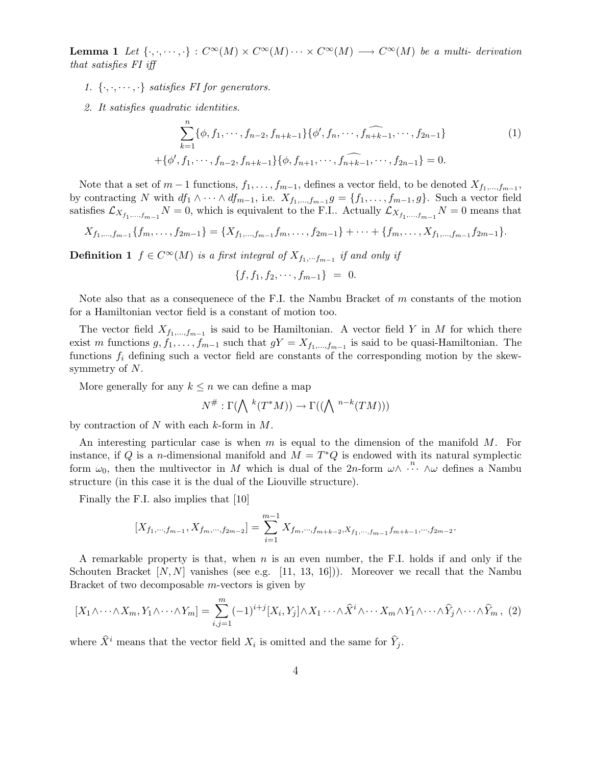**Lemma 1** *Let* $\{\cdot,\cdot,\cdots,\cdot\} : C^\infty(M) \times C^\infty(M) \cdots \times C^\infty(M) \longrightarrow C^\infty(M)$ *be a multi- derivation that satisfies FI iff*

1. $\{\cdot,\cdot,\cdots,\cdot\}$ *satisfies FI for generators.*
2. *It satisfies quadratic identities.*

$$\sum_{k=1}^{n} \{\phi, f_1, \cdots, f_{n-2}, f_{n+k-1}\}\{\phi', f_n, \cdots, \widehat{f_{n+k-1}}, \cdots, f_{2n-1}\} \tag{1}$$
$$+\{\phi', f_1, \cdots, f_{n-2}, f_{n+k-1}\}\{\phi, f_{n+1}, \cdots, \widehat{f_{n+k-1}}, \cdots, f_{2n-1}\} = 0.$$

Note that a set of $m-1$ functions, $f_1, \ldots, f_{m-1}$, defines a vector field, to be denoted $X_{f_1,\ldots,f_{m-1}}$, by contracting $N$ with $df_1 \wedge \cdots \wedge df_{m-1}$, i.e. $X_{f_1,\ldots,f_{m-1}} g = \{f_1, \ldots, f_{m-1}, g\}$. Such a vector field satisfies $\mathcal{L}_{X_{f_1,\ldots,f_{m-1}}} N = 0$, which is equivalent to the F.I.. Actually $\mathcal{L}_{X_{f_1,\ldots,f_{m-1}}} N = 0$ means that

$$X_{f_1,\ldots,f_{m-1}}\{f_m, \ldots, f_{2m-1}\} = \{X_{f_1,\ldots,f_{m-1}} f_m, \ldots, f_{2m-1}\} + \cdots + \{f_m, \ldots, X_{f_1,\ldots,f_{m-1}} f_{2m-1}\}.$$

**Definition 1** $f \in C^\infty(M)$ *is a first integral of* $X_{f_1,\cdots f_{m-1}}$ *if and only if*

$$\{f, f_1, f_2, \cdots, f_{m-1}\} \;=\; 0.$$

Note also that as a consequenece of the F.I. the Nambu Bracket of $m$ constants of the motion for a Hamiltonian vector field is a constant of motion too.

The vector field $X_{f_1,\ldots,f_{m-1}}$ is said to be Hamiltonian. A vector field $Y$ in $M$ for which there exist $m$ functions $g, f_1, \ldots, f_{m-1}$ such that $gY = X_{f_1,\ldots,f_{m-1}}$ is said to be quasi-Hamiltonian. The functions $f_i$ defining such a vector field are constants of the corresponding motion by the skew-symmetry of $N$.

More generally for any $k \leq n$ we can define a map

$$N^\# : \Gamma(\bigwedge{}^k(T^*M)) \to \Gamma((\bigwedge{}^{n-k}(TM)))$$

by contraction of $N$ with each $k$-form in $M$.

An interesting particular case is when $m$ is equal to the dimension of the manifold $M$. For instance, if $Q$ is a $n$-dimensional manifold and $M = T^*Q$ is endowed with its natural symplectic form $\omega_0$, then the multivector in $M$ which is dual of the $2n$-form $\omega \wedge \overset{n}{\cdots} \wedge \omega$ defines a Nambu structure (in this case it is the dual of the Liouville structure).

Finally the F.I. also implies that [10]

$$[X_{f_1,\cdots,f_{m-1}}, X_{f_m,\cdots,f_{2m-2}}] = \sum_{i=1}^{m-1} X_{f_m,\cdots,f_{m+k-2}, X_{f_1,\cdots,f_{m-1}} f_{m+k-1},\cdots,f_{2m-2}}.$$

A remarkable property is that, when $n$ is an even number, the F.I. holds if and only if the Schouten Bracket $[N, N]$ vanishes (see e.g. [11, 13, 16])). Moreover we recall that the Nambu Bracket of two decomposable $m$-vectors is given by

$$[X_1 \wedge \cdots \wedge X_m, Y_1 \wedge \cdots \wedge Y_m] = \sum_{i,j=1}^{m} (-1)^{i+j} [X_i, Y_j] \wedge X_1 \cdots \wedge \widehat{X}^i \wedge \cdots X_m \wedge Y_1 \wedge \cdots \wedge \widehat{Y}_j \wedge \cdots \wedge \widehat{Y}_m\,, \tag{2}$$

where $\widehat{X}^i$ means that the vector field $X_i$ is omitted and the same for $\widehat{Y}_j$.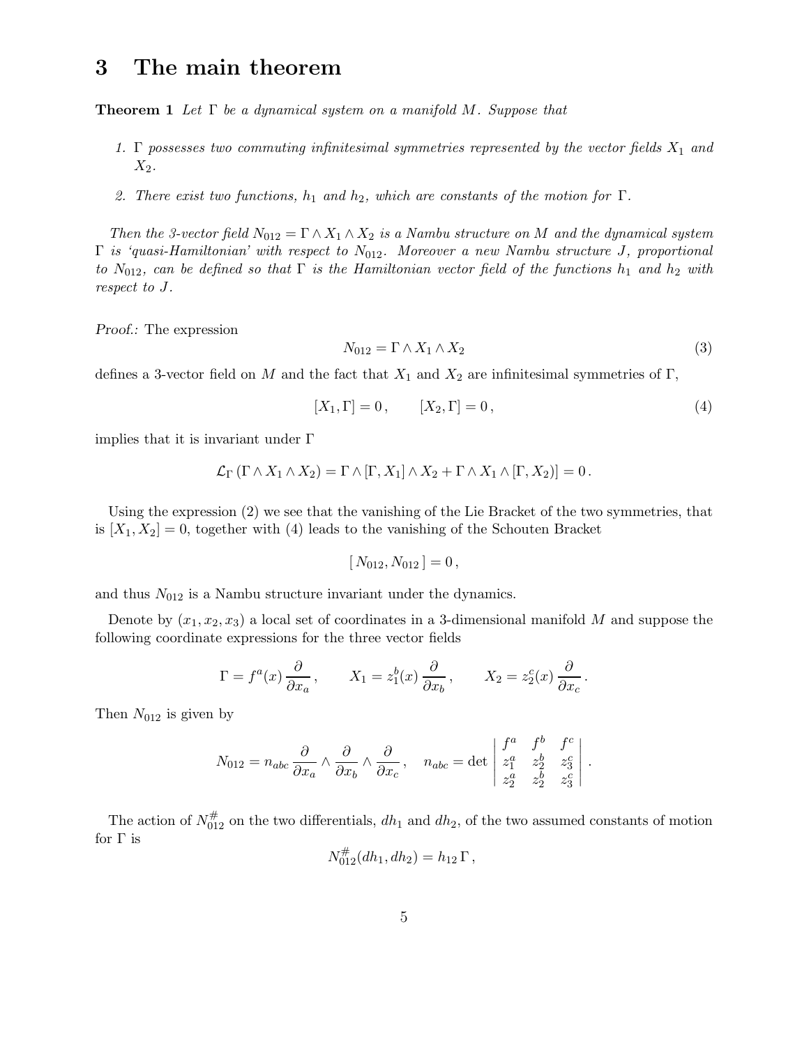# 3 The main theorem

**Theorem 1** *Let $\Gamma$ be a dynamical system on a manifold $M$. Suppose that*

1. *$\Gamma$ possesses two commuting infinitesimal symmetries represented by the vector fields $X_1$ and $X_2$.*
2. *There exist two functions, $h_1$ and $h_2$, which are constants of the motion for $\Gamma$.*

*Then the 3-vector field $N_{012} = \Gamma \wedge X_1 \wedge X_2$ is a Nambu structure on $M$ and the dynamical system $\Gamma$ is 'quasi-Hamiltonian' with respect to $N_{012}$. Moreover a new Nambu structure $J$, proportional to $N_{012}$, can be defined so that $\Gamma$ is the Hamiltonian vector field of the functions $h_1$ and $h_2$ with respect to $J$.*

*Proof.:* The expression

$$N_{012} = \Gamma \wedge X_1 \wedge X_2 \tag{3}$$

defines a 3-vector field on $M$ and the fact that $X_1$ and $X_2$ are infinitesimal symmetries of $\Gamma$,

$$[X_1, \Gamma] = 0\,, \qquad [X_2, \Gamma] = 0\,, \tag{4}$$

implies that it is invariant under $\Gamma$

$$\mathcal{L}_\Gamma\,(\Gamma \wedge X_1 \wedge X_2) = \Gamma \wedge [\Gamma, X_1] \wedge X_2 + \Gamma \wedge X_1 \wedge [\Gamma, X_2)] = 0\,.$$

Using the expression (2) we see that the vanishing of the Lie Bracket of the two symmetries, that is $[X_1, X_2] = 0$, together with (4) leads to the vanishing of the Schouten Bracket

$$[\,N_{012}, N_{012}\,] = 0\,,$$

and thus $N_{012}$ is a Nambu structure invariant under the dynamics.

Denote by $(x_1, x_2, x_3)$ a local set of coordinates in a 3-dimensional manifold $M$ and suppose the following coordinate expressions for the three vector fields

$$\Gamma = f^a(x)\,\frac{\partial}{\partial x_a}\,, \qquad X_1 = z_1^b(x)\,\frac{\partial}{\partial x_b}\,, \qquad X_2 = z_2^c(x)\,\frac{\partial}{\partial x_c}\,.$$

Then $N_{012}$ is given by

$$N_{012} = n_{abc}\,\frac{\partial}{\partial x_a} \wedge \frac{\partial}{\partial x_b} \wedge \frac{\partial}{\partial x_c}\,, \quad n_{abc} = \det \begin{vmatrix} f^a & f^b & f^c \\ z_1^a & z_2^b & z_3^c \\ z_2^a & z_2^b & z_3^c \end{vmatrix}\,.$$

The action of $N_{012}^\#$ on the two differentials, $dh_1$ and $dh_2$, of the two assumed constants of motion for $\Gamma$ is

$$N_{012}^\#(dh_1, dh_2) = h_{12}\,\Gamma\,,$$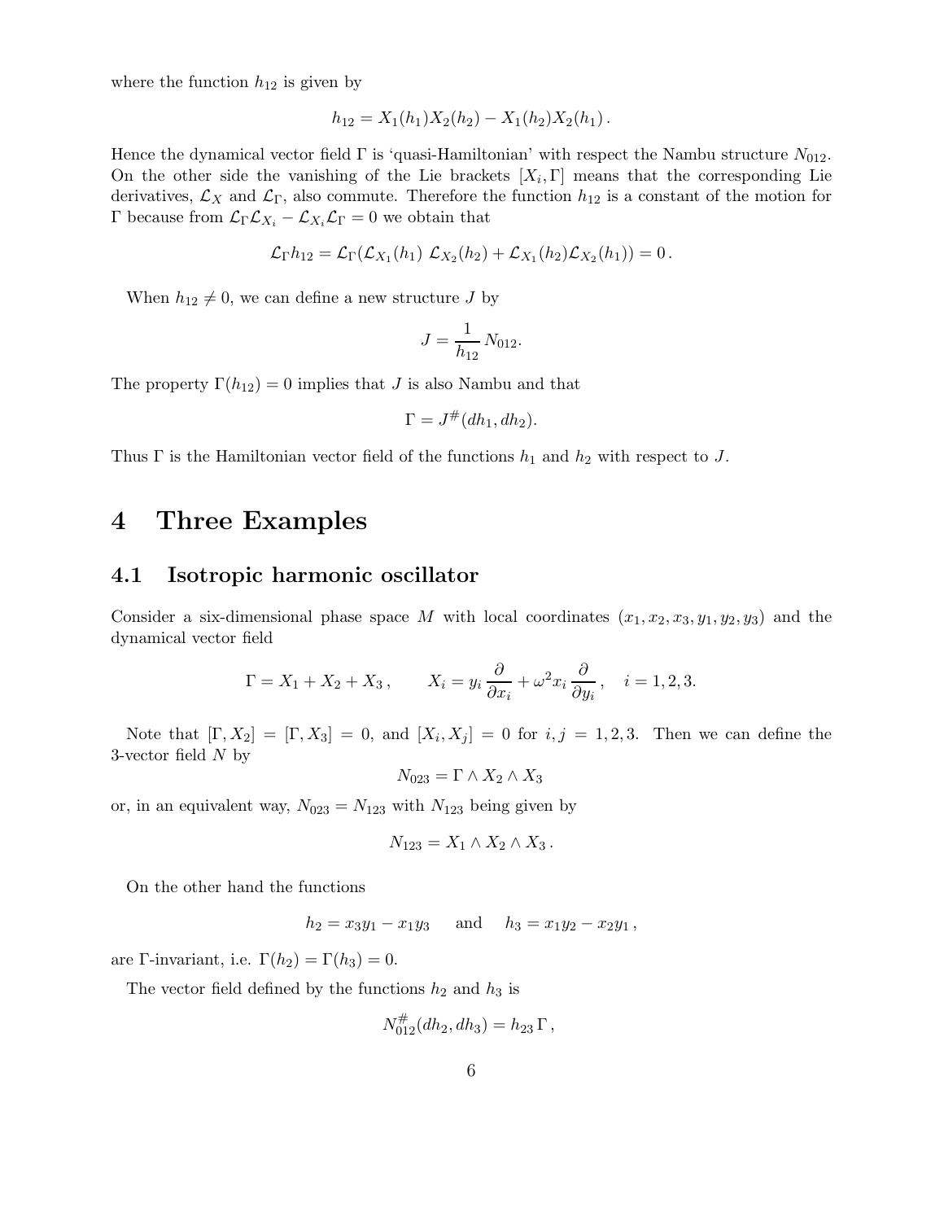where the function $h_{12}$ is given by

$$h_{12} = X_1(h_1)X_2(h_2) - X_1(h_2)X_2(h_1)\,.$$

Hence the dynamical vector field $\Gamma$ is 'quasi-Hamiltonian' with respect the Nambu structure $N_{012}$. On the other side the vanishing of the Lie brackets $[X_i, \Gamma]$ means that the corresponding Lie derivatives, $\mathcal{L}_X$ and $\mathcal{L}_\Gamma$, also commute. Therefore the function $h_{12}$ is a constant of the motion for $\Gamma$ because from $\mathcal{L}_\Gamma \mathcal{L}_{X_i} - \mathcal{L}_{X_i}\mathcal{L}_\Gamma = 0$ we obtain that

$$\mathcal{L}_\Gamma h_{12} = \mathcal{L}_\Gamma(\mathcal{L}_{X_1}(h_1)\ \mathcal{L}_{X_2}(h_2) + \mathcal{L}_{X_1}(h_2)\mathcal{L}_{X_2}(h_1)) = 0\,.$$

When $h_{12} \neq 0$, we can define a new structure $J$ by

$$J = \frac{1}{h_{12}}\, N_{012}.$$

The property $\Gamma(h_{12}) = 0$ implies that $J$ is also Nambu and that

$$\Gamma = J^{\#}(dh_1, dh_2).$$

Thus $\Gamma$ is the Hamiltonian vector field of the functions $h_1$ and $h_2$ with respect to $J$.

# 4 Three Examples

## 4.1 Isotropic harmonic oscillator

Consider a six-dimensional phase space $M$ with local coordinates $(x_1, x_2, x_3, y_1, y_2, y_3)$ and the dynamical vector field

$$\Gamma = X_1 + X_2 + X_3\,, \qquad X_i = y_i\,\frac{\partial}{\partial x_i} + \omega^2 x_i\,\frac{\partial}{\partial y_i}\,, \quad i = 1, 2, 3.$$

Note that $[\Gamma, X_2] = [\Gamma, X_3] = 0$, and $[X_i, X_j] = 0$ for $i, j = 1, 2, 3$. Then we can define the 3-vector field $N$ by

$$N_{023} = \Gamma \wedge X_2 \wedge X_3$$

or, in an equivalent way, $N_{023} = N_{123}$ with $N_{123}$ being given by

$$N_{123} = X_1 \wedge X_2 \wedge X_3\,.$$

On the other hand the functions

$$h_2 = x_3 y_1 - x_1 y_3 \quad \text{ and } \quad h_3 = x_1 y_2 - x_2 y_1\,,$$

are $\Gamma$-invariant, i.e. $\Gamma(h_2) = \Gamma(h_3) = 0$.

The vector field defined by the functions $h_2$ and $h_3$ is

$$N_{012}^{\#}(dh_2, dh_3) = h_{23}\,\Gamma\,,$$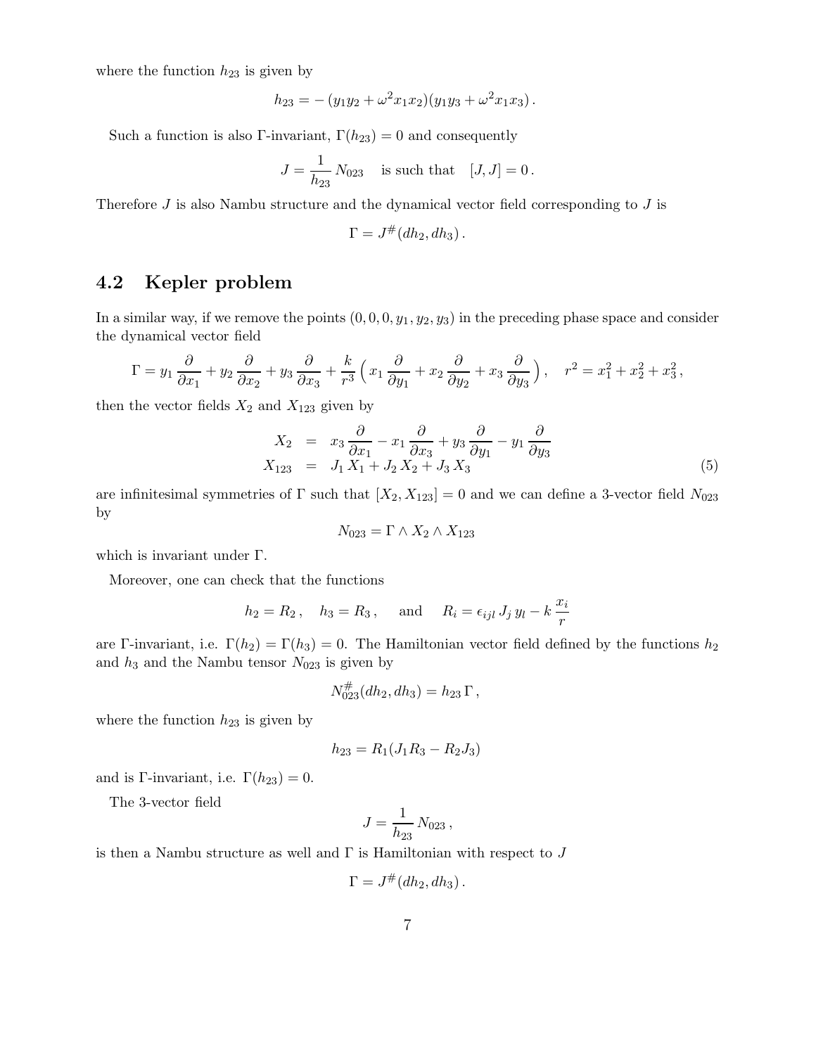where the function $h_{23}$ is given by

$$h_{23} = -\,(y_1 y_2 + \omega^2 x_1 x_2)(y_1 y_3 + \omega^2 x_1 x_3)\,.$$

Such a function is also $\Gamma$-invariant, $\Gamma(h_{23}) = 0$ and consequently

$$J = \frac{1}{h_{23}}\,N_{023} \quad \text{is such that} \quad [J, J] = 0\,.$$

Therefore $J$ is also Nambu structure and the dynamical vector field corresponding to $J$ is

$$\Gamma = J^{\#}(dh_2, dh_3)\,.$$

## 4.2 Kepler problem

In a similar way, if we remove the points $(0, 0, 0, y_1, y_2, y_3)$ in the preceding phase space and consider the dynamical vector field

$$\Gamma = y_1\,\frac{\partial}{\partial x_1} + y_2\,\frac{\partial}{\partial x_2} + y_3\,\frac{\partial}{\partial x_3} + \frac{k}{r^3}\left(x_1\,\frac{\partial}{\partial y_1} + x_2\,\frac{\partial}{\partial y_2} + x_3\,\frac{\partial}{\partial y_3}\right), \quad r^2 = x_1^2 + x_2^2 + x_3^2\,,$$

then the vector fields $X_2$ and $X_{123}$ given by

$$\begin{aligned} X_2 &= x_3\,\frac{\partial}{\partial x_1} - x_1\,\frac{\partial}{\partial x_3} + y_3\,\frac{\partial}{\partial y_1} - y_1\,\frac{\partial}{\partial y_3} \\ X_{123} &= J_1\,X_1 + J_2\,X_2 + J_3\,X_3 \end{aligned} \tag{5}$$

are infinitesimal symmetries of $\Gamma$ such that $[X_2, X_{123}] = 0$ and we can define a 3-vector field $N_{023}$ by

$$N_{023} = \Gamma \wedge X_2 \wedge X_{123}$$

which is invariant under $\Gamma$.

Moreover, one can check that the functions

$$h_2 = R_2\,, \quad h_3 = R_3\,, \quad \text{ and } \quad R_i = \epsilon_{ijl}\,J_j\,y_l - k\,\frac{x_i}{r}$$

are $\Gamma$-invariant, i.e. $\Gamma(h_2) = \Gamma(h_3) = 0$. The Hamiltonian vector field defined by the functions $h_2$ and $h_3$ and the Nambu tensor $N_{023}$ is given by

$$N_{023}^{\#}(dh_2, dh_3) = h_{23}\,\Gamma\,,$$

where the function $h_{23}$ is given by

$$h_{23} = R_1(J_1 R_3 - R_2 J_3)$$

and is $\Gamma$-invariant, i.e. $\Gamma(h_{23}) = 0$.

The 3-vector field

$$J = \frac{1}{h_{23}}\,N_{023}\,,$$

is then a Nambu structure as well and $\Gamma$ is Hamiltonian with respect to $J$

$$\Gamma = J^{\#}(dh_2, dh_3)\,.$$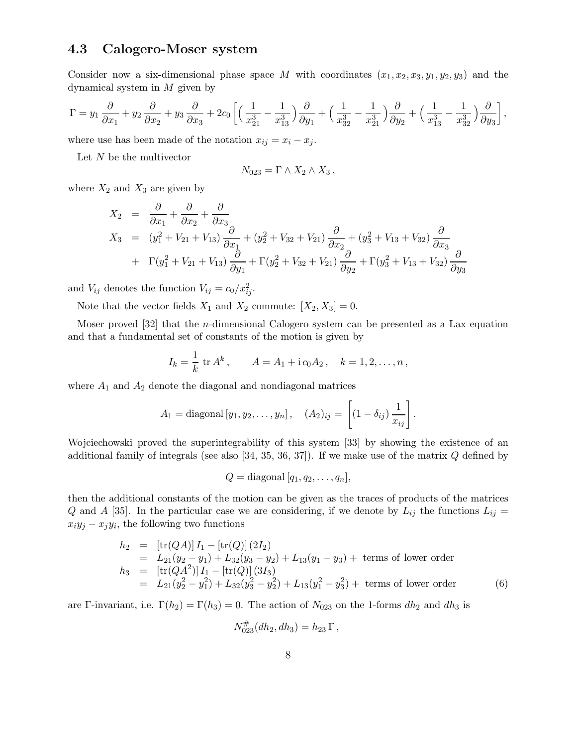### 4.3 Calogero-Moser system

Consider now a six-dimensional phase space $M$ with coordinates $(x_1, x_2, x_3, y_1, y_2, y_3)$ and the dynamical system in $M$ given by

$$
\Gamma = y_1 \frac{\partial}{\partial x_1} + y_2 \frac{\partial}{\partial x_2} + y_3 \frac{\partial}{\partial x_3} + 2c_0 \left[ \Big( \frac{1}{x_{21}^3} - \frac{1}{x_{13}^3} \Big) \frac{\partial}{\partial y_1} + \Big( \frac{1}{x_{32}^3} - \frac{1}{x_{21}^3} \Big) \frac{\partial}{\partial y_2} + \Big( \frac{1}{x_{13}^3} - \frac{1}{x_{32}^3} \Big) \frac{\partial}{\partial y_3} \right],
$$

where use has been made of the notation $x_{ij} = x_i - x_j$.

Let $N$ be the multivector

$$
N_{023} = \Gamma \wedge X_2 \wedge X_3 \,,
$$

where $X_2$ and $X_3$ are given by

$$
\begin{aligned}
X_2 &= \frac{\partial}{\partial x_1} + \frac{\partial}{\partial x_2} + \frac{\partial}{\partial x_3} \\
X_3 &= (y_1^2 + V_{21} + V_{13}) \frac{\partial}{\partial x_1} + (y_2^2 + V_{32} + V_{21}) \frac{\partial}{\partial x_2} + (y_3^2 + V_{13} + V_{32}) \frac{\partial}{\partial x_3} \\
&+ \Gamma(y_1^2 + V_{21} + V_{13}) \frac{\partial}{\partial y_1} + \Gamma(y_2^2 + V_{32} + V_{21}) \frac{\partial}{\partial y_2} + \Gamma(y_3^2 + V_{13} + V_{32}) \frac{\partial}{\partial y_3}
\end{aligned}
$$

and $V_{ij}$ denotes the function $V_{ij} = c_0/x_{ij}^2$.

Note that the vector fields $X_1$ and $X_2$ commute: $[X_2, X_3] = 0$.

Moser proved [32] that the $n$-dimensional Calogero system can be presented as a Lax equation and that a fundamental set of constants of the motion is given by

$$
I_k = \frac{1}{k} \,\mathrm{tr}\, A^k \,, \qquad A = A_1 + \mathrm{i}\, c_0 A_2 \,, \quad k = 1, 2, \ldots, n \,,
$$

where $A_1$ and $A_2$ denote the diagonal and nondiagonal matrices

$$
A_1 = \mathrm{diagonal}\,[y_1, y_2, \ldots, y_n] \,, \quad (A_2)_{ij} = \left[ (1 - \delta_{ij}) \frac{1}{x_{ij}} \right] .
$$

Wojciechowski proved the superintegrability of this system [33] by showing the existence of an additional family of integrals (see also [34, 35, 36, 37]). If we make use of the matrix $Q$ defined by

$$
Q = \mathrm{diagonal}\,[q_1, q_2, \ldots, q_n],
$$

then the additional constants of the motion can be given as the traces of products of the matrices $Q$ and $A$ [35]. In the particular case we are considering, if we denote by $L_{ij}$ the functions $L_{ij} = x_i y_j - x_j y_i$, the following two functions

$$
\begin{aligned}
h_2 &= [\mathrm{tr}(QA)]\, I_1 - [\mathrm{tr}(Q)]\, (2 I_2) \\
&= L_{21}(y_2 - y_1) + L_{32}(y_3 - y_2) + L_{13}(y_1 - y_3) + \text{ terms of lower order} \\
h_3 &= [\mathrm{tr}(QA^2)]\, I_1 - [\mathrm{tr}(Q)]\, (3 I_3) \\
&= L_{21}(y_2^2 - y_1^2) + L_{32}(y_3^2 - y_2^2) + L_{13}(y_1^2 - y_3^2) + \text{ terms of lower order}
\end{aligned} \tag{6}
$$

are $\Gamma$-invariant, i.e. $\Gamma(h_2) = \Gamma(h_3) = 0$. The action of $N_{023}$ on the 1-forms $dh_2$ and $dh_3$ is

$$
N_{023}^{\#}(dh_2, dh_3) = h_{23}\, \Gamma \,,
$$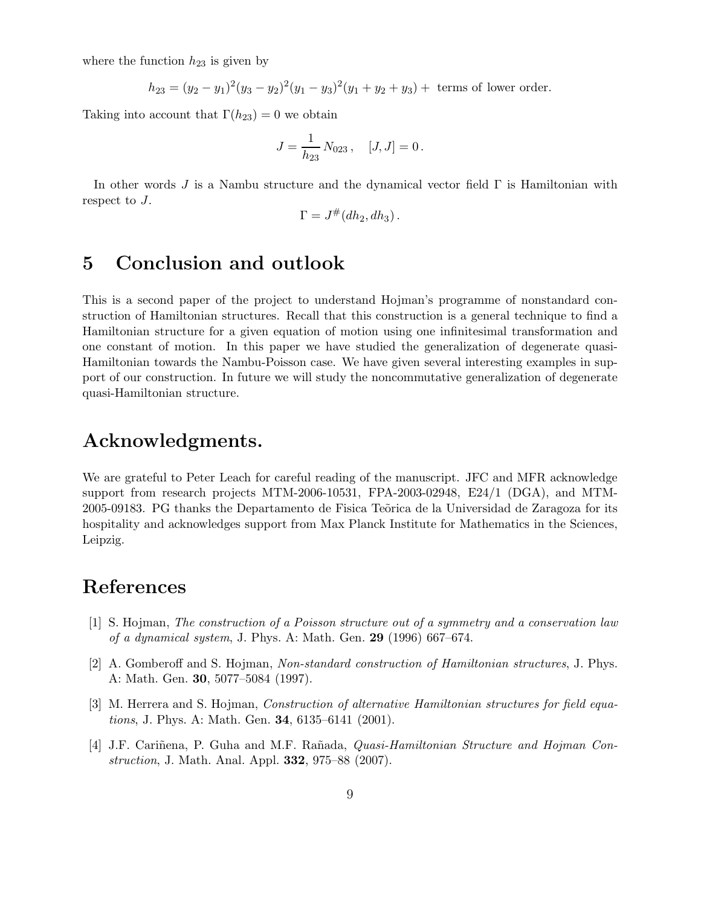where the function $h_{23}$ is given by

$$h_{23} = (y_2 - y_1)^2 (y_3 - y_2)^2 (y_1 - y_3)^2 (y_1 + y_2 + y_3) + \text{ terms of lower order.}$$

Taking into account that $\Gamma(h_{23}) = 0$ we obtain

$$J = \frac{1}{h_{23}} N_{023}, \quad [J, J] = 0.$$

In other words $J$ is a Nambu structure and the dynamical vector field $\Gamma$ is Hamiltonian with respect to $J$.

$$\Gamma = J^{\#}(dh_2, dh_3).$$

## 5 Conclusion and outlook

This is a second paper of the project to understand Hojman's programme of nonstandard construction of Hamiltonian structures. Recall that this construction is a general technique to find a Hamiltonian structure for a given equation of motion using one infinitesimal transformation and one constant of motion. In this paper we have studied the generalization of degenerate quasi-Hamiltonian towards the Nambu-Poisson case. We have given several interesting examples in support of our construction. In future we will study the noncommutative generalization of degenerate quasi-Hamiltonian structure.

## Acknowledgments.

We are grateful to Peter Leach for careful reading of the manuscript. JFC and MFR acknowledge support from research projects MTM-2006-10531, FPA-2003-02948, E24/1 (DGA), and MTM-2005-09183. PG thanks the Departamento de Fisica Teõrica de la Universidad de Zaragoza for its hospitality and acknowledges support from Max Planck Institute for Mathematics in the Sciences, Leipzig.

## References

[1] S. Hojman, *The construction of a Poisson structure out of a symmetry and a conservation law of a dynamical system*, J. Phys. A: Math. Gen. **29** (1996) 667–674.

[2] A. Gomberoff and S. Hojman, *Non-standard construction of Hamiltonian structures*, J. Phys. A: Math. Gen. **30**, 5077–5084 (1997).

[3] M. Herrera and S. Hojman, *Construction of alternative Hamiltonian structures for field equations*, J. Phys. A: Math. Gen. **34**, 6135–6141 (2001).

[4] J.F. Cariñena, P. Guha and M.F. Rañada, *Quasi-Hamiltonian Structure and Hojman Construction*, J. Math. Anal. Appl. **332**, 975–88 (2007).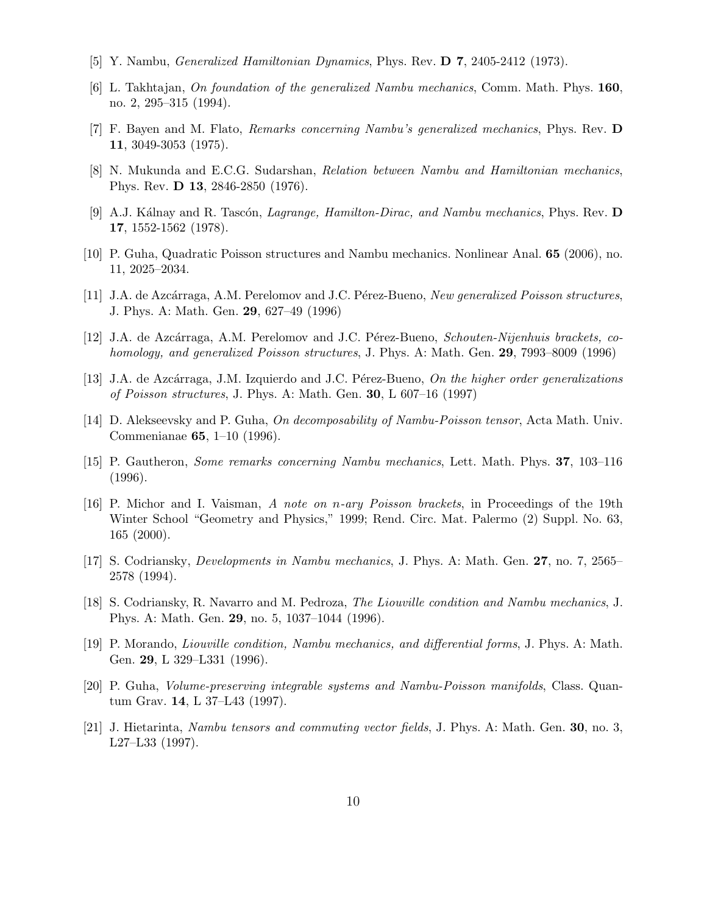[5] Y. Nambu, *Generalized Hamiltonian Dynamics*, Phys. Rev. **D 7**, 2405-2412 (1973).

[6] L. Takhtajan, *On foundation of the generalized Nambu mechanics*, Comm. Math. Phys. **160**, no. 2, 295–315 (1994).

[7] F. Bayen and M. Flato, *Remarks concerning Nambu's generalized mechanics*, Phys. Rev. **D 11**, 3049-3053 (1975).

[8] N. Mukunda and E.C.G. Sudarshan, *Relation between Nambu and Hamiltonian mechanics*, Phys. Rev. **D 13**, 2846-2850 (1976).

[9] A.J. Kálnay and R. Tascón, *Lagrange, Hamilton-Dirac, and Nambu mechanics*, Phys. Rev. **D 17**, 1552-1562 (1978).

[10] P. Guha, Quadratic Poisson structures and Nambu mechanics. Nonlinear Anal. **65** (2006), no. 11, 2025–2034.

[11] J.A. de Azcárraga, A.M. Perelomov and J.C. Pérez-Bueno, *New generalized Poisson structures*, J. Phys. A: Math. Gen. **29**, 627–49 (1996)

[12] J.A. de Azcárraga, A.M. Perelomov and J.C. Pérez-Bueno, *Schouten-Nijenhuis brackets, cohomology, and generalized Poisson structures*, J. Phys. A: Math. Gen. **29**, 7993–8009 (1996)

[13] J.A. de Azcárraga, J.M. Izquierdo and J.C. Pérez-Bueno, *On the higher order generalizations of Poisson structures*, J. Phys. A: Math. Gen. **30**, L 607–16 (1997)

[14] D. Alekseevsky and P. Guha, *On decomposability of Nambu-Poisson tensor*, Acta Math. Univ. Commenianae **65**, 1–10 (1996).

[15] P. Gautheron, *Some remarks concerning Nambu mechanics*, Lett. Math. Phys. **37**, 103–116 (1996).

[16] P. Michor and I. Vaisman, *A note on n-ary Poisson brackets*, in Proceedings of the 19th Winter School "Geometry and Physics," 1999; Rend. Circ. Mat. Palermo (2) Suppl. No. 63, 165 (2000).

[17] S. Codriansky, *Developments in Nambu mechanics*, J. Phys. A: Math. Gen. **27**, no. 7, 2565–2578 (1994).

[18] S. Codriansky, R. Navarro and M. Pedroza, *The Liouville condition and Nambu mechanics*, J. Phys. A: Math. Gen. **29**, no. 5, 1037–1044 (1996).

[19] P. Morando, *Liouville condition, Nambu mechanics, and differential forms*, J. Phys. A: Math. Gen. **29**, L 329–L331 (1996).

[20] P. Guha, *Volume-preserving integrable systems and Nambu-Poisson manifolds*, Class. Quantum Grav. **14**, L 37–L43 (1997).

[21] J. Hietarinta, *Nambu tensors and commuting vector fields*, J. Phys. A: Math. Gen. **30**, no. 3, L27–L33 (1997).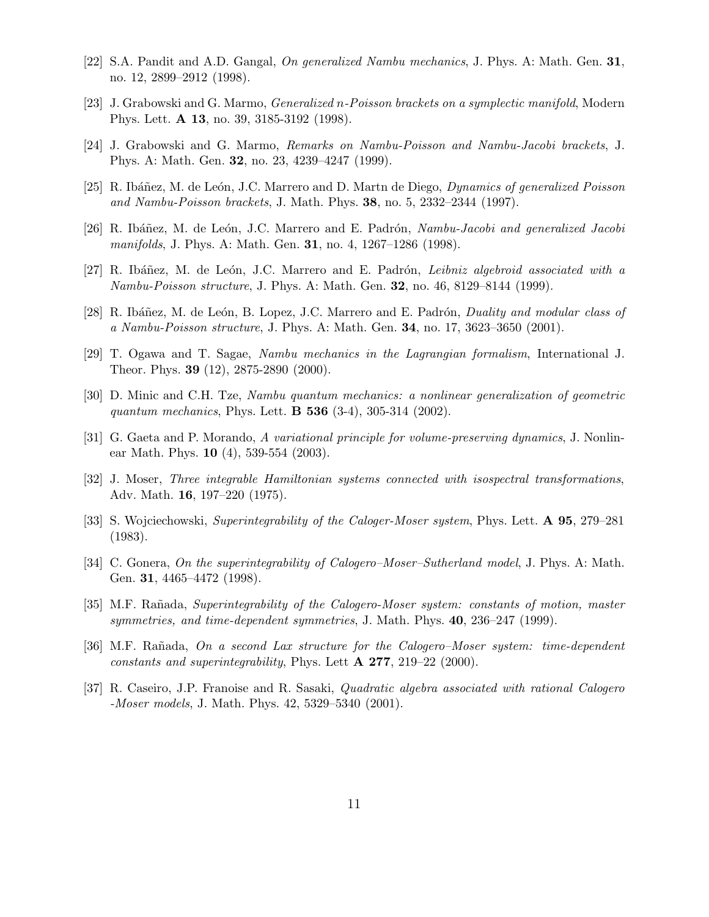[22] S.A. Pandit and A.D. Gangal, *On generalized Nambu mechanics*, J. Phys. A: Math. Gen. **31**, no. 12, 2899–2912 (1998).

[23] J. Grabowski and G. Marmo, *Generalized n-Poisson brackets on a symplectic manifold*, Modern Phys. Lett. **A 13**, no. 39, 3185-3192 (1998).

[24] J. Grabowski and G. Marmo, *Remarks on Nambu-Poisson and Nambu-Jacobi brackets*, J. Phys. A: Math. Gen. **32**, no. 23, 4239–4247 (1999).

[25] R. Ibáñez, M. de León, J.C. Marrero and D. Martn de Diego, *Dynamics of generalized Poisson and Nambu-Poisson brackets*, J. Math. Phys. **38**, no. 5, 2332–2344 (1997).

[26] R. Ibáñez, M. de León, J.C. Marrero and E. Padrón, *Nambu-Jacobi and generalized Jacobi manifolds*, J. Phys. A: Math. Gen. **31**, no. 4, 1267–1286 (1998).

[27] R. Ibáñez, M. de León, J.C. Marrero and E. Padrón, *Leibniz algebroid associated with a Nambu-Poisson structure*, J. Phys. A: Math. Gen. **32**, no. 46, 8129–8144 (1999).

[28] R. Ibáñez, M. de León, B. Lopez, J.C. Marrero and E. Padrón, *Duality and modular class of a Nambu-Poisson structure*, J. Phys. A: Math. Gen. **34**, no. 17, 3623–3650 (2001).

[29] T. Ogawa and T. Sagae, *Nambu mechanics in the Lagrangian formalism*, International J. Theor. Phys. **39** (12), 2875-2890 (2000).

[30] D. Minic and C.H. Tze, *Nambu quantum mechanics: a nonlinear generalization of geometric quantum mechanics*, Phys. Lett. **B 536** (3-4), 305-314 (2002).

[31] G. Gaeta and P. Morando, *A variational principle for volume-preserving dynamics*, J. Nonlinear Math. Phys. **10** (4), 539-554 (2003).

[32] J. Moser, *Three integrable Hamiltonian systems connected with isospectral transformations*, Adv. Math. **16**, 197–220 (1975).

[33] S. Wojciechowski, *Superintegrability of the Caloger-Moser system*, Phys. Lett. **A 95**, 279–281 (1983).

[34] C. Gonera, *On the superintegrability of Calogero–Moser–Sutherland model*, J. Phys. A: Math. Gen. **31**, 4465–4472 (1998).

[35] M.F. Rañada, *Superintegrability of the Calogero-Moser system: constants of motion, master symmetries, and time-dependent symmetries*, J. Math. Phys. **40**, 236–247 (1999).

[36] M.F. Rañada, *On a second Lax structure for the Calogero–Moser system: time-dependent constants and superintegrability*, Phys. Lett **A 277**, 219–22 (2000).

[37] R. Caseiro, J.P. Franoise and R. Sasaki, *Quadratic algebra associated with rational Calogero -Moser models*, J. Math. Phys. 42, 5329–5340 (2001).